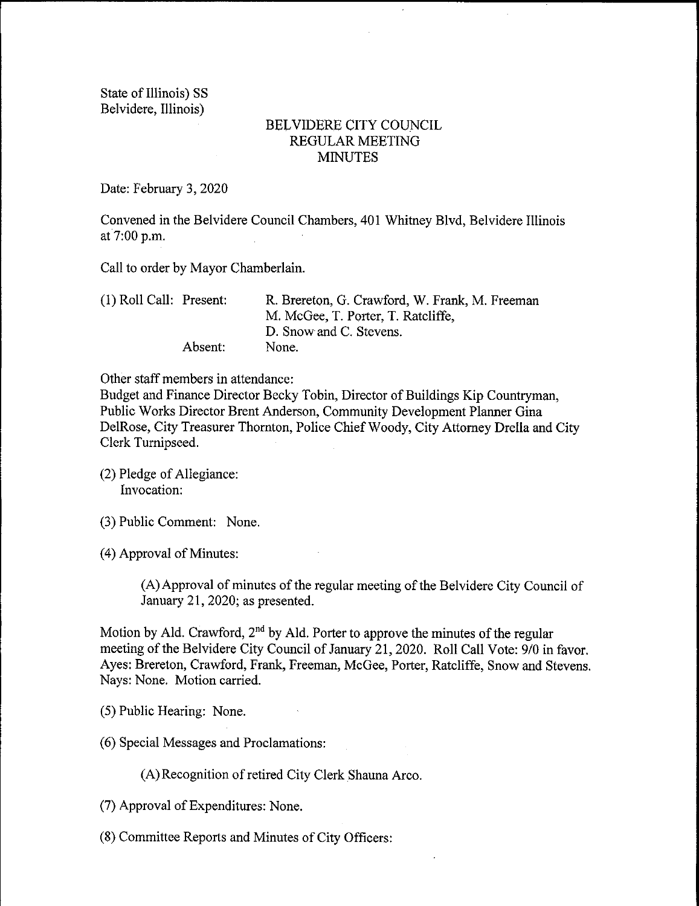State of Illinois) SS
Belvidere, Illinois)

# BELVIDERE CITY COUNCIL
## REGULAR MEETING
## MINUTES

Date: February 3, 2020

Convened in the Belvidere Council Chambers, 401 Whitney Blvd, Belvidere Illinois at 7:00 p.m.

Call to order by Mayor Chamberlain.

(1) Roll Call: Present: R. Brereton, G. Crawford, W. Frank, M. Freeman M. McGee, T. Porter, T. Ratcliffe, D. Snow and C. Stevens.
Absent: None.

Other staff members in attendance:
Budget and Finance Director Becky Tobin, Director of Buildings Kip Countryman, Public Works Director Brent Anderson, Community Development Planner Gina DelRose, City Treasurer Thornton, Police Chief Woody, City Attorney Drella and City Clerk Turnipseed.

(2) Pledge of Allegiance:
Invocation:

(3) Public Comment: None.

(4) Approval of Minutes:

(A) Approval of minutes of the regular meeting of the Belvidere City Council of January 21, 2020; as presented.

Motion by Ald. Crawford, 2nd by Ald. Porter to approve the minutes of the regular meeting of the Belvidere City Council of January 21, 2020. Roll Call Vote: 9/0 in favor. Ayes: Brereton, Crawford, Frank, Freeman, McGee, Porter, Ratcliffe, Snow and Stevens. Nays: None. Motion carried.

(5) Public Hearing: None.

(6) Special Messages and Proclamations:

(A) Recognition of retired City Clerk Shauna Arco.

(7) Approval of Expenditures: None.

(8) Committee Reports and Minutes of City Officers: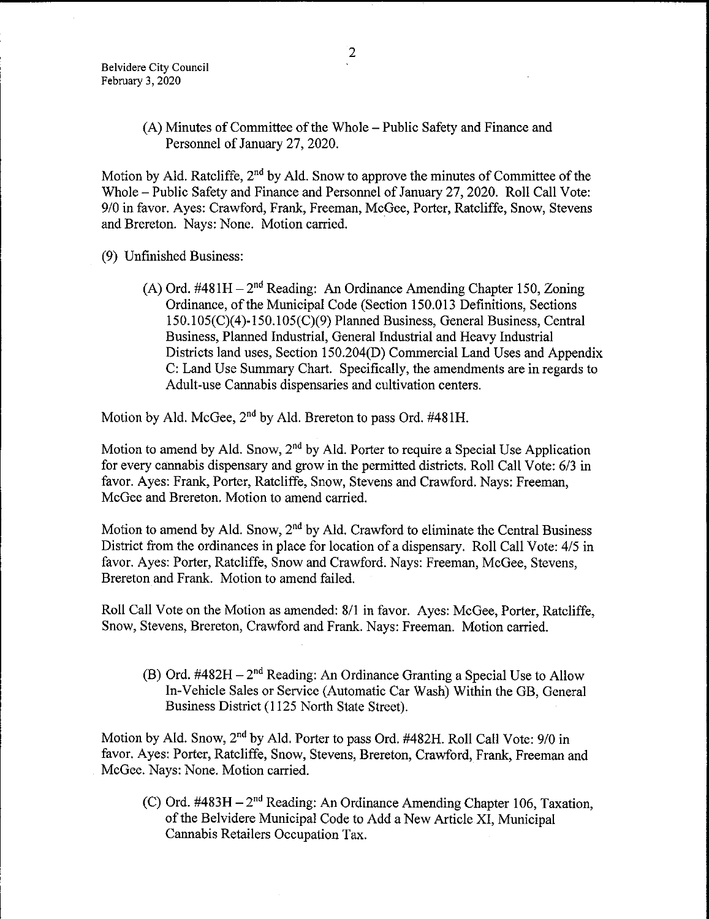(A) Minutes of Committee of the Whole – Public Safety and Finance and Personnel of January 27, 2020.

Motion by Ald. Ratcliffe, 2nd by Ald. Snow to approve the minutes of Committee of the Whole – Public Safety and Finance and Personnel of January 27, 2020. Roll Call Vote: 9/0 in favor. Ayes: Crawford, Frank, Freeman, McGee, Porter, Ratcliffe, Snow, Stevens and Brereton. Nays: None. Motion carried.

(9) Unfinished Business:

(A) Ord. #481H – 2nd Reading: An Ordinance Amending Chapter 150, Zoning Ordinance, of the Municipal Code (Section 150.013 Definitions, Sections 150.105(C)(4)-150.105(C)(9) Planned Business, General Business, Central Business, Planned Industrial, General Industrial and Heavy Industrial Districts land uses, Section 150.204(D) Commercial Land Uses and Appendix C: Land Use Summary Chart. Specifically, the amendments are in regards to Adult-use Cannabis dispensaries and cultivation centers.

Motion by Ald. McGee, 2nd by Ald. Brereton to pass Ord. #481H.

Motion to amend by Ald. Snow, 2nd by Ald. Porter to require a Special Use Application for every cannabis dispensary and grow in the permitted districts. Roll Call Vote: 6/3 in favor. Ayes: Frank, Porter, Ratcliffe, Snow, Stevens and Crawford. Nays: Freeman, McGee and Brereton. Motion to amend carried.

Motion to amend by Ald. Snow, 2nd by Ald. Crawford to eliminate the Central Business District from the ordinances in place for location of a dispensary. Roll Call Vote: 4/5 in favor. Ayes: Porter, Ratcliffe, Snow and Crawford. Nays: Freeman, McGee, Stevens, Brereton and Frank. Motion to amend failed.

Roll Call Vote on the Motion as amended: 8/1 in favor. Ayes: McGee, Porter, Ratcliffe, Snow, Stevens, Brereton, Crawford and Frank. Nays: Freeman. Motion carried.

(B) Ord. #482H – 2nd Reading: An Ordinance Granting a Special Use to Allow In-Vehicle Sales or Service (Automatic Car Wash) Within the GB, General Business District (1125 North State Street).

Motion by Ald. Snow, 2nd by Ald. Porter to pass Ord. #482H. Roll Call Vote: 9/0 in favor. Ayes: Porter, Ratcliffe, Snow, Stevens, Brereton, Crawford, Frank, Freeman and McGee. Nays: None. Motion carried.

(C) Ord. #483H – 2nd Reading: An Ordinance Amending Chapter 106, Taxation, of the Belvidere Municipal Code to Add a New Article XI, Municipal Cannabis Retailers Occupation Tax.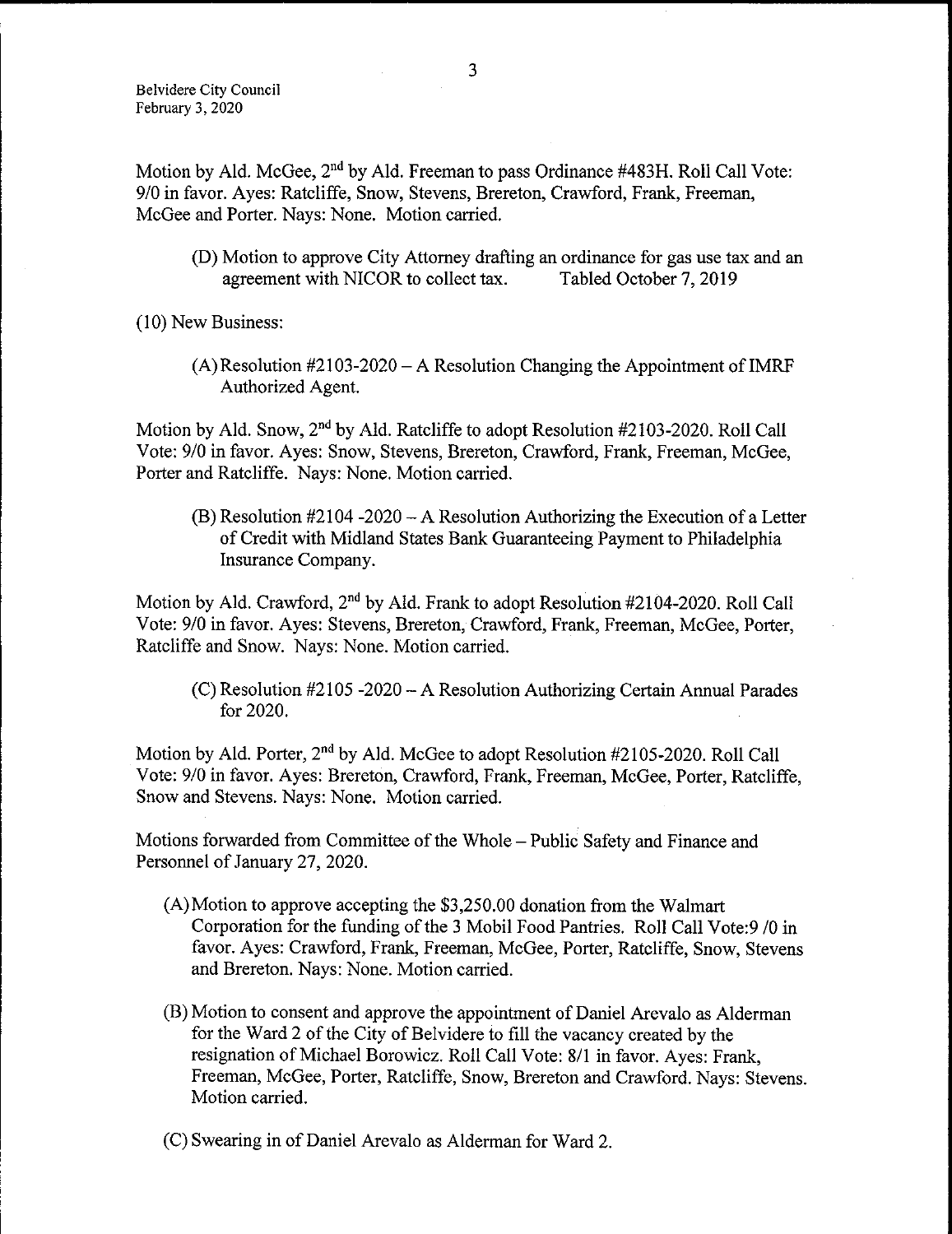Motion by Ald. McGee, 2nd by Ald. Freeman to pass Ordinance #483H. Roll Call Vote: 9/0 in favor. Ayes: Ratcliffe, Snow, Stevens, Brereton, Crawford, Frank, Freeman, McGee and Porter. Nays: None. Motion carried.

(D) Motion to approve City Attorney drafting an ordinance for gas use tax and an agreement with NICOR to collect tax. Tabled October 7, 2019

(10) New Business:

(A) Resolution #2103-2020 – A Resolution Changing the Appointment of IMRF Authorized Agent.

Motion by Ald. Snow, 2nd by Ald. Ratcliffe to adopt Resolution #2103-2020. Roll Call Vote: 9/0 in favor. Ayes: Snow, Stevens, Brereton, Crawford, Frank, Freeman, McGee, Porter and Ratcliffe. Nays: None. Motion carried.

(B) Resolution #2104 -2020 – A Resolution Authorizing the Execution of a Letter of Credit with Midland States Bank Guaranteeing Payment to Philadelphia Insurance Company.

Motion by Ald. Crawford, 2nd by Ald. Frank to adopt Resolution #2104-2020. Roll Call Vote: 9/0 in favor. Ayes: Stevens, Brereton, Crawford, Frank, Freeman, McGee, Porter, Ratcliffe and Snow. Nays: None. Motion carried.

(C) Resolution #2105 -2020 – A Resolution Authorizing Certain Annual Parades for 2020.

Motion by Ald. Porter, 2nd by Ald. McGee to adopt Resolution #2105-2020. Roll Call Vote: 9/0 in favor. Ayes: Brereton, Crawford, Frank, Freeman, McGee, Porter, Ratcliffe, Snow and Stevens. Nays: None. Motion carried.

Motions forwarded from Committee of the Whole – Public Safety and Finance and Personnel of January 27, 2020.

(A) Motion to approve accepting the $3,250.00 donation from the Walmart Corporation for the funding of the 3 Mobil Food Pantries. Roll Call Vote:9 /0 in favor. Ayes: Crawford, Frank, Freeman, McGee, Porter, Ratcliffe, Snow, Stevens and Brereton. Nays: None. Motion carried.

(B) Motion to consent and approve the appointment of Daniel Arevalo as Alderman for the Ward 2 of the City of Belvidere to fill the vacancy created by the resignation of Michael Borowicz. Roll Call Vote: 8/1 in favor. Ayes: Frank, Freeman, McGee, Porter, Ratcliffe, Snow, Brereton and Crawford. Nays: Stevens. Motion carried.

(C) Swearing in of Daniel Arevalo as Alderman for Ward 2.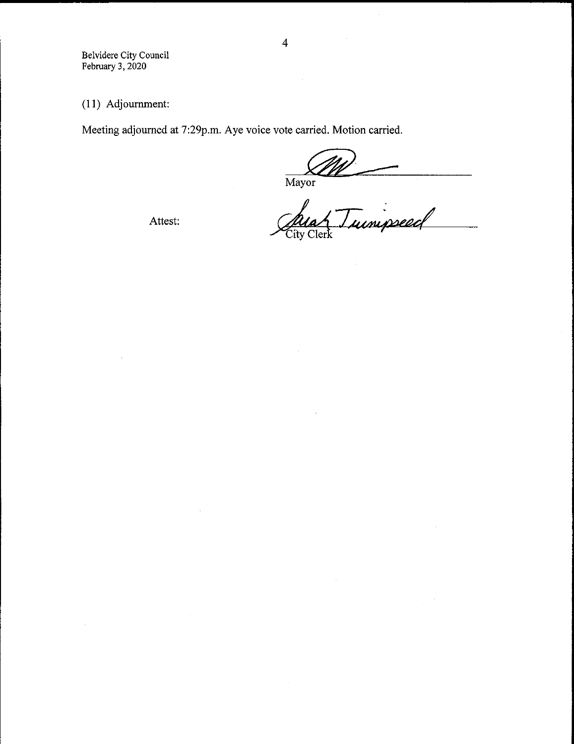Belvidere City Council
February 3, 2020

(11) Adjournment:

Meeting adjourned at 7:29p.m. Aye voice vote carried. Motion carried.

Mayor

Attest:

City Clerk